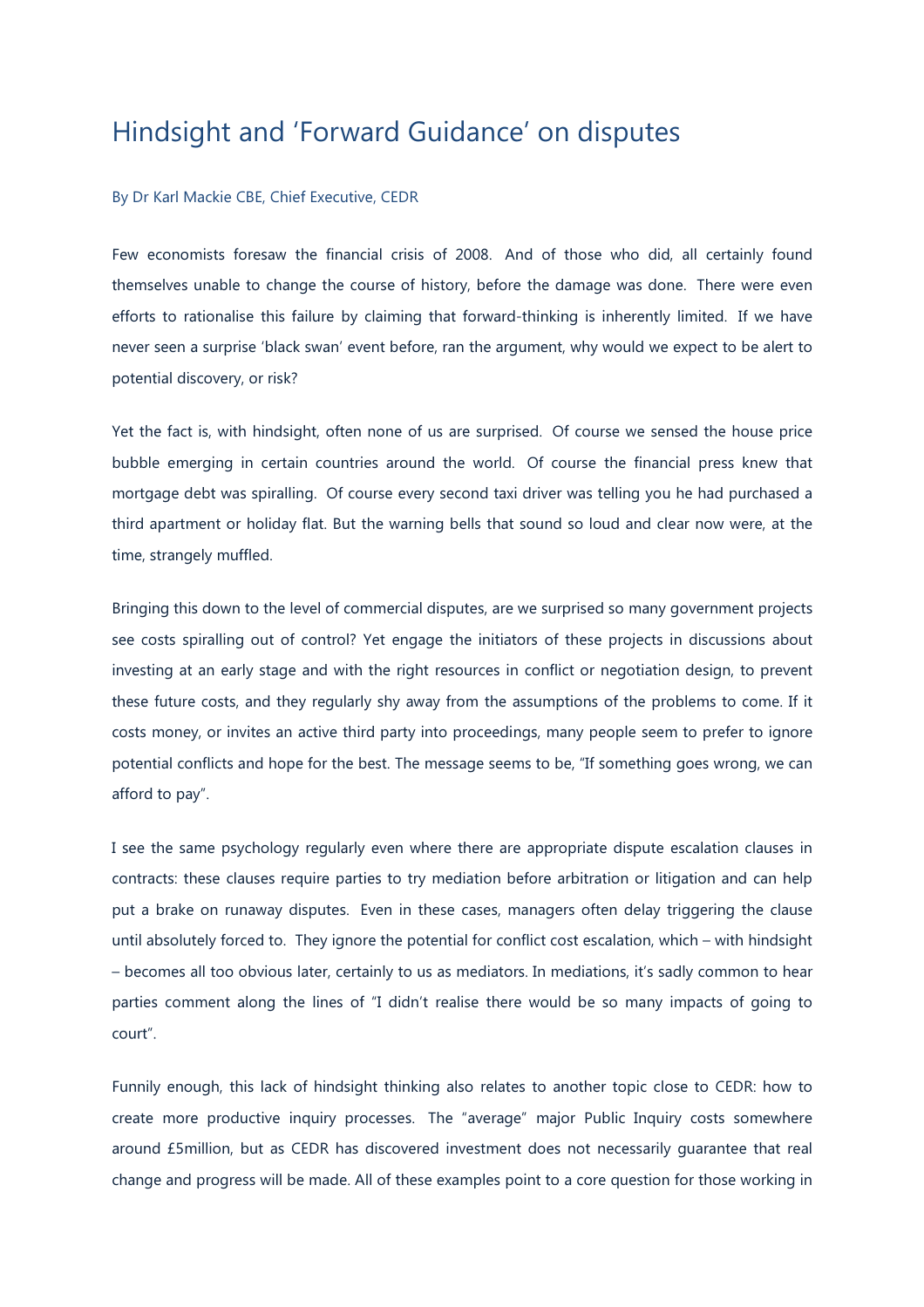# Hindsight and 'Forward Guidance' on disputes

By Dr Karl Mackie CBE, Chief Executive, CEDR

Few economists foresaw the financial crisis of 2008. And of those who did, all certainly found themselves unable to change the course of history, before the damage was done. There were even efforts to rationalise this failure by claiming that forward-thinking is inherently limited. If we have never seen a surprise 'black swan' event before, ran the argument, why would we expect to be alert to potential discovery, or risk?

Yet the fact is, with hindsight, often none of us are surprised. Of course we sensed the house price bubble emerging in certain countries around the world. Of course the financial press knew that mortgage debt was spiralling. Of course every second taxi driver was telling you he had purchased a third apartment or holiday flat. But the warning bells that sound so loud and clear now were, at the time, strangely muffled.

Bringing this down to the level of commercial disputes, are we surprised so many government projects see costs spiralling out of control? Yet engage the initiators of these projects in discussions about investing at an early stage and with the right resources in conflict or negotiation design, to prevent these future costs, and they regularly shy away from the assumptions of the problems to come. If it costs money, or invites an active third party into proceedings, many people seem to prefer to ignore potential conflicts and hope for the best. The message seems to be, "If something goes wrong, we can afford to pay".

I see the same psychology regularly even where there are appropriate dispute escalation clauses in contracts: these clauses require parties to try mediation before arbitration or litigation and can help put a brake on runaway disputes. Even in these cases, managers often delay triggering the clause until absolutely forced to. They ignore the potential for conflict cost escalation, which – with hindsight – becomes all too obvious later, certainly to us as mediators. In mediations, it's sadly common to hear parties comment along the lines of "I didn't realise there would be so many impacts of going to court".

Funnily enough, this lack of hindsight thinking also relates to another topic close to CEDR: how to create more productive inquiry processes. The "average" major Public Inquiry costs somewhere around £5million, but as CEDR has discovered investment does not necessarily guarantee that real change and progress will be made. All of these examples point to a core question for those working in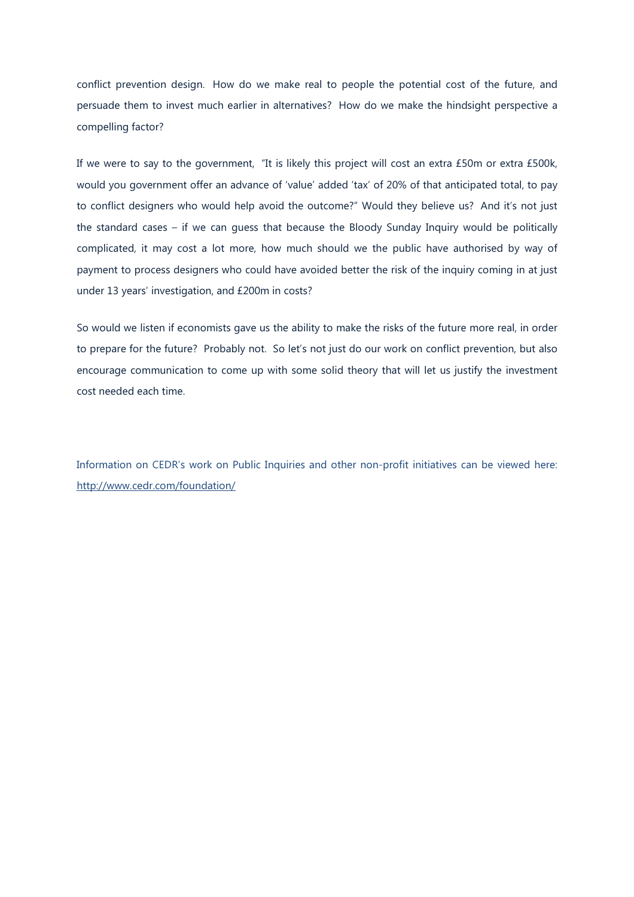conflict prevention design. How do we make real to people the potential cost of the future, and persuade them to invest much earlier in alternatives? How do we make the hindsight perspective a compelling factor?

If we were to say to the government, "It is likely this project will cost an extra £50m or extra £500k, would you government offer an advance of 'value' added 'tax' of 20% of that anticipated total, to pay to conflict designers who would help avoid the outcome?" Would they believe us? And it's not just the standard cases – if we can guess that because the Bloody Sunday Inquiry would be politically complicated, it may cost a lot more, how much should we the public have authorised by way of payment to process designers who could have avoided better the risk of the inquiry coming in at just under 13 years' investigation, and £200m in costs?

So would we listen if economists gave us the ability to make the risks of the future more real, in order to prepare for the future? Probably not. So let's not just do our work on conflict prevention, but also encourage communication to come up with some solid theory that will let us justify the investment cost needed each time.

Information on CEDR's work on Public Inquiries and other non-profit initiatives can be viewed here: http://www.cedr.com/foundation/